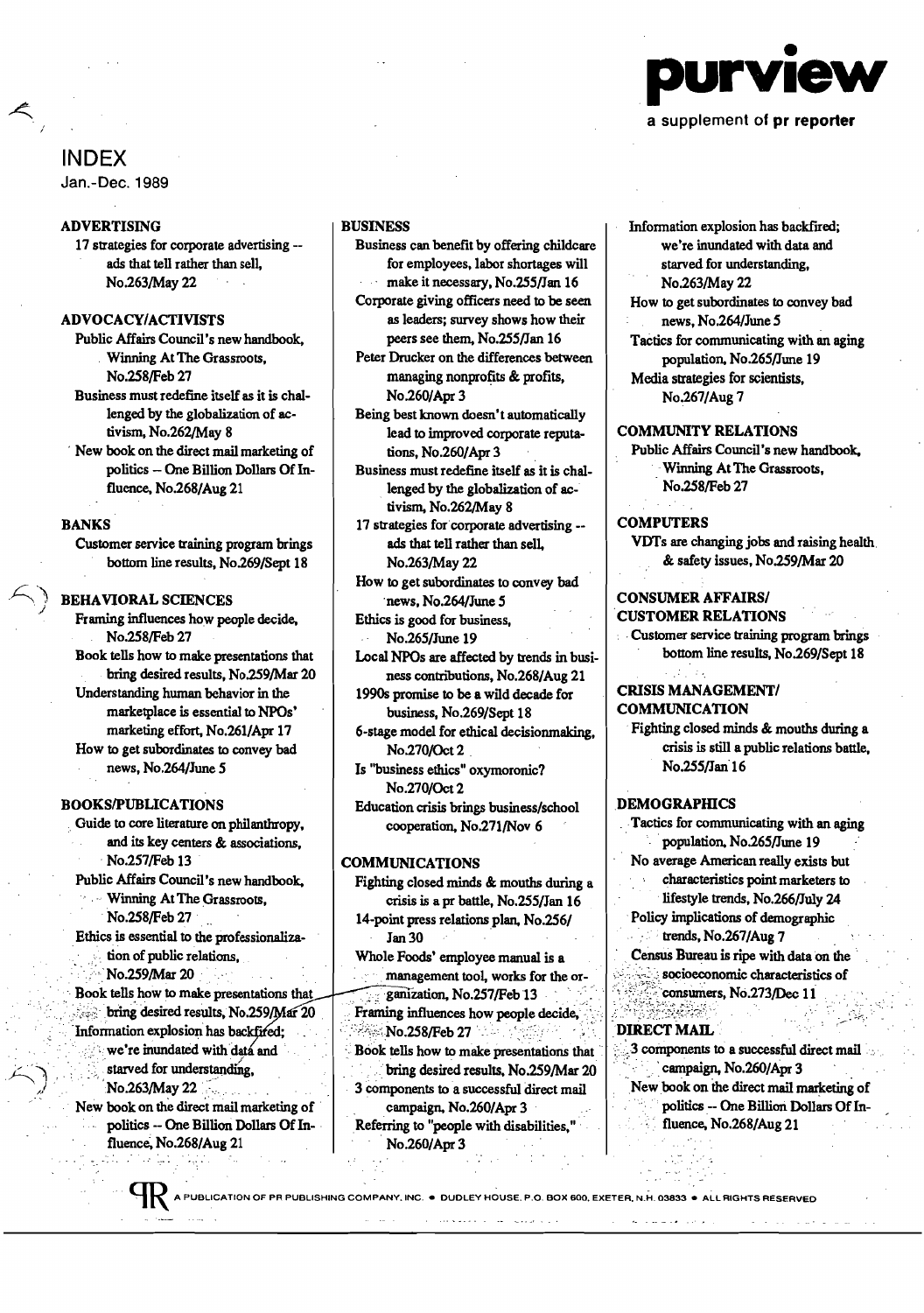**purview**

a supplement of **pr reporter**

# INDEX

Jan.-Dec. 1989

## ADVERTISING

17 strategies for corporate advertising -- ads that tell rather than sell, No.263/May 22

## ADVOCACY/ACTIVISTS

Public Affairs Council's new handbook, Winning At The Grassroots, No.258/Feb 27

Business must redefine itself as it is challenged by the globalization of activism, No.262/May 8

New book on the direct mail marketing of politics -- One Billion Dollars Of Influence, No.268/Aug 21

## BANKS

Customer service training program brings bottom line results, No.269/Sept 18

## BEHAVIORAL SCIENCES

Framing influences how people decide, No.258/Feb 27

Book tells how to make presentations that bring desired results, No.259/Mar 20

Understanding human behavior in the marketplace is essential to NPOs' marketing effort, No.261/Apr 17

How to get subordinates to convey bad news, No.264/June 5

## BOOKS/PUBLICATIONS

Guide to core literature on philanthropy, and its key centers & associations, No.257/Feb 13

Public Affairs Council's new handbook, Winning At The Grassroots, No.258/Feb 27

Ethics is essential to the professionalization of public relations, No.259/Mar 20

Book tells how to make presentations that bring desired results, No.259/Mar 20

Information explosion has backfired; we're inundated with data and starved for understanding, No.263/May 22

New book on the direct mail marketing of politics -- One Billion Dollars Of Influence, No.268/Aug 21

## BUSINESS

Business can benefit by offering childcare for employees, labor shortages will make it necessary, No.255/Jan 16

Corporate giving officers need to be seen as leaders; survey shows how their peers see them, No.255/Jan 16

Peter Drucker on the differences between managing nonprofits & profits, No.260/Apr 3

Being best known doesn't automatically lead to improved corporate reputations, No.260/Apr 3

Business must redefine itself as it is challenged by the globalization of activism, No.262/May 8

17 strategies for corporate advertising -- ads that tell rather than sell, No.263/May 22

How to get subordinates to convey bad news, No.264/June 5

Ethics is good for business, No.265/June 19

Local NPOs are affected by trends in business contributions, No.268/Aug 21

1990s promise to be a wild decade for business, No.269/Sept 18

6-stage model for ethical decisionmaking, No.270/Oct 2

Is "business ethics" oxymoronic? No.270/Oct 2

Education crisis brings business/school cooperation, No.271/Nov 6

## COMMUNICATIONS

Fighting closed minds & mouths during a crisis is a pr battle, No.255/Jan 16

14-point press relations plan, No.256/Jan 30

Whole Foods' employee manual is a management tool, works for the organization, No.257/Feb 13

Framing influences how people decide, No.258/Feb 27

Book tells how to make presentations that bring desired results, No.259/Mar 20

3 components to a successful direct mail campaign, No.260/Apr 3

Referring to "people with disabilities," No.260/Apr 3

Information explosion has backfired; we're inundated with data and starved for understanding, No.263/May 22

How to get subordinates to convey bad news, No.264/June 5

Tactics for communicating with an aging population, No.265/June 19

Media strategies for scientists, No.267/Aug 7

## COMMUNITY RELATIONS

Public Affairs Council's new handbook, Winning At The Grassroots, No.258/Feb 27

## COMPUTERS

VDTs are changing jobs and raising health & safety issues, No.259/Mar 20

## CONSUMER AFFAIRS/ CUSTOMER RELATIONS

Customer service training program brings bottom line results, No.269/Sept 18

## CRISIS MANAGEMENT/ COMMUNICATION

Fighting closed minds & mouths during a crisis is still a public relations battle, No.255/Jan 16

## DEMOGRAPHICS

Tactics for communicating with an aging population, No.265/June 19

No average American really exists but characteristics point marketers to lifestyle trends, No.266/July 24

Policy implications of demographic trends, No.267/Aug 7

Census Bureau is ripe with data on the socioeconomic characteristics of consumers, No.273/Dec 11

## DIRECT MAIL

3 components to a successful direct mail campaign, No.260/Apr 3

New book on the direct mail marketing of politics -- One Billion Dollars Of Influence, No.268/Aug 21

A PUBLICATION OF PR PUBLISHING COMPANY, INC. • DUDLEY HOUSE, P.O. BOX 600, EXETER, N.H. 03833 • ALL RIGHTS RESERVED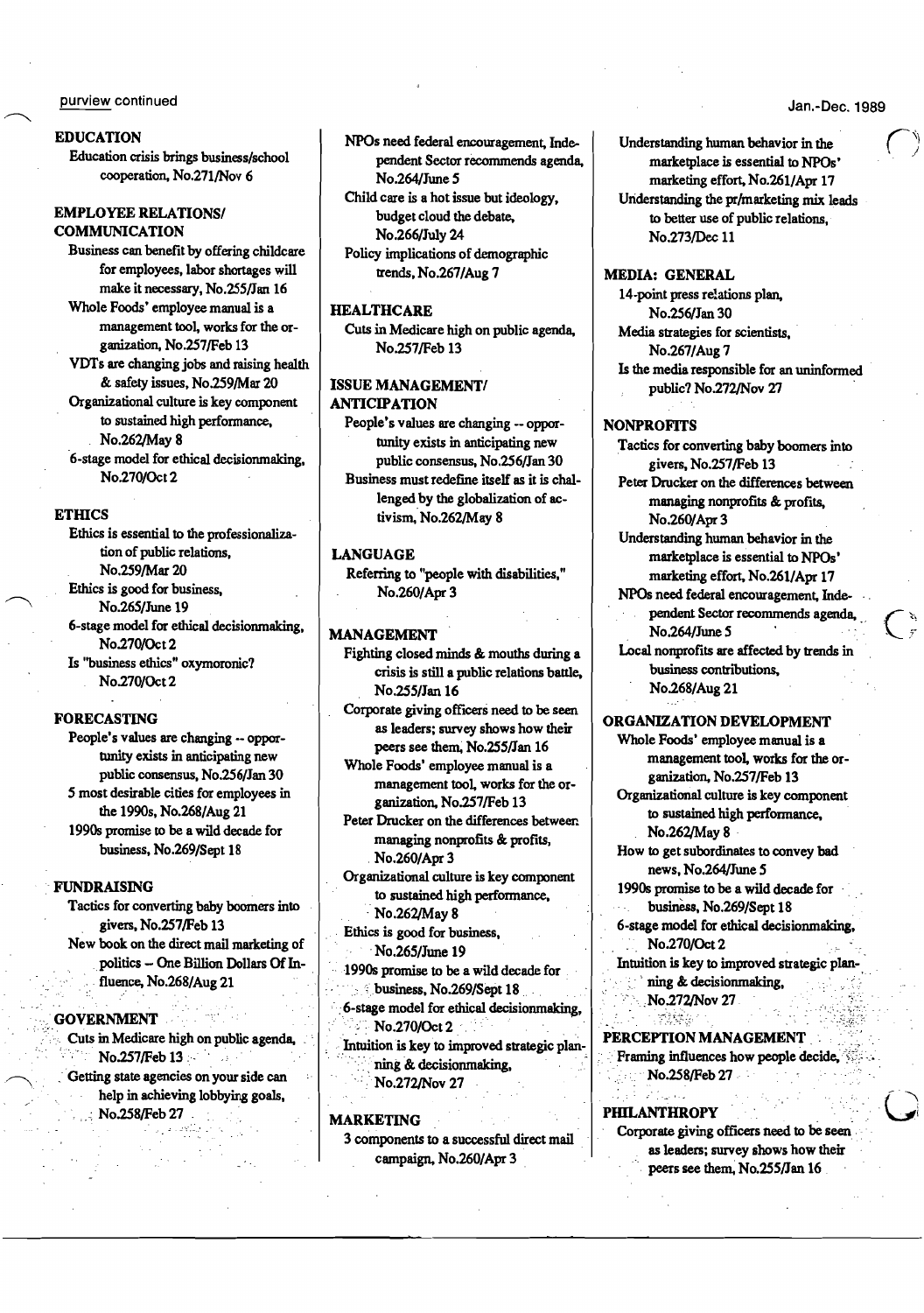purview continued

Jan.-Dec. 1989

## EDUCATION

Education crisis brings business/school cooperation, No.271/Nov 6

## EMPLOYEE RELATIONS/ COMMUNICATION

Business can benefit by offering childcare for employees, labor shortages will make it necessary, No.255/Jan 16

Whole Foods' employee manual is a management tool, works for the organization, No.257/Feb 13

VDTs are changing jobs and raising health & safety issues, No.259/Mar 20

Organizational culture is key component to sustained high performance, No.262/May 8

6-stage model for ethical decisionmaking, No.270/Oct 2

## ETHICS

Ethics is essential to the professionalization of public relations, No.259/Mar 20

Ethics is good for business, No.265/June 19

6-stage model for ethical decisionmaking, No.270/Oct 2

Is "business ethics" oxymoronic? No.270/Oct 2

## FORECASTING

People's values are changing -- opportunity exists in anticipating new public consensus, No.256/Jan 30

5 most desirable cities for employees in the 1990s, No.268/Aug 21

1990s promise to be a wild decade for business, No.269/Sept 18

## FUNDRAISING

Tactics for converting baby boomers into givers, No.257/Feb 13

New book on the direct mail marketing of politics -- One Billion Dollars Of Influence, No.268/Aug 21

## GOVERNMENT

Cuts in Medicare high on public agenda, No.257/Feb 13

Getting state agencies on your side can help in achieving lobbying goals, No.258/Feb 27

NPOs need federal encouragement, Independent Sector recommends agenda, No.264/June 5

Child care is a hot issue but ideology, budget cloud the debate, No.266/July 24

Policy implications of demographic trends, No.267/Aug 7

## HEALTHCARE

Cuts in Medicare high on public agenda, No.257/Feb 13

## ISSUE MANAGEMENT/ ANTICIPATION

People's values are changing -- opportunity exists in anticipating new public consensus, No.256/Jan 30

Business must redefine itself as it is challenged by the globalization of activism, No.262/May 8

## LANGUAGE

Referring to "people with disabilities," No.260/Apr 3

## MANAGEMENT

Fighting closed minds & mouths during a crisis is still a public relations battle, No.255/Jan 16

Corporate giving officers need to be seen as leaders; survey shows how their peers see them, No.255/Jan 16

Whole Foods' employee manual is a management tool, works for the organization, No.257/Feb 13

Peter Drucker on the differences between managing nonprofits & profits, No.260/Apr 3

Organizational culture is key component to sustained high performance, No.262/May 8

Ethics is good for business, No.265/June 19

1990s promise to be a wild decade for business, No.269/Sept 18

6-stage model for ethical decisionmaking, No.270/Oct 2

Intuition is key to improved strategic planning & decisionmaking, No.272/Nov 27

## MARKETING

3 components to a successful direct mail campaign, No.260/Apr 3

Understanding human behavior in the marketplace is essential to NPOs' marketing effort, No.261/Apr 17

Understanding the pr/marketing mix leads to better use of public relations, No.273/Dec 11

## MEDIA: GENERAL

14-point press relations plan, No.256/Jan 30

Media strategies for scientists, No.267/Aug 7

Is the media responsible for an uninformed public? No.272/Nov 27

## NONPROFITS

Tactics for converting baby boomers into givers, No.257/Feb 13

Peter Drucker on the differences between managing nonprofits & profits, No.260/Apr 3

Understanding human behavior in the marketplace is essential to NPOs' marketing effort, No.261/Apr 17

NPOs need federal encouragement, Independent Sector recommends agenda, No.264/June 5

Local nonprofits are affected by trends in business contributions, No.268/Aug 21

## ORGANIZATION DEVELOPMENT

Whole Foods' employee manual is a management tool, works for the organization, No.257/Feb 13

Organizational culture is key component to sustained high performance, No.262/May 8

How to get subordinates to convey bad news, No.264/June 5

1990s promise to be a wild decade for business, No.269/Sept 18

6-stage model for ethical decisionmaking, No.270/Oct 2

Intuition is key to improved strategic planning & decisionmaking, No.272/Nov 27

## PERCEPTION MANAGEMENT

Framing influences how people decide, No.258/Feb 27

## PHILANTHROPY

Corporate giving officers need to be seen as leaders; survey shows how their peers see them, No.255/Jan 16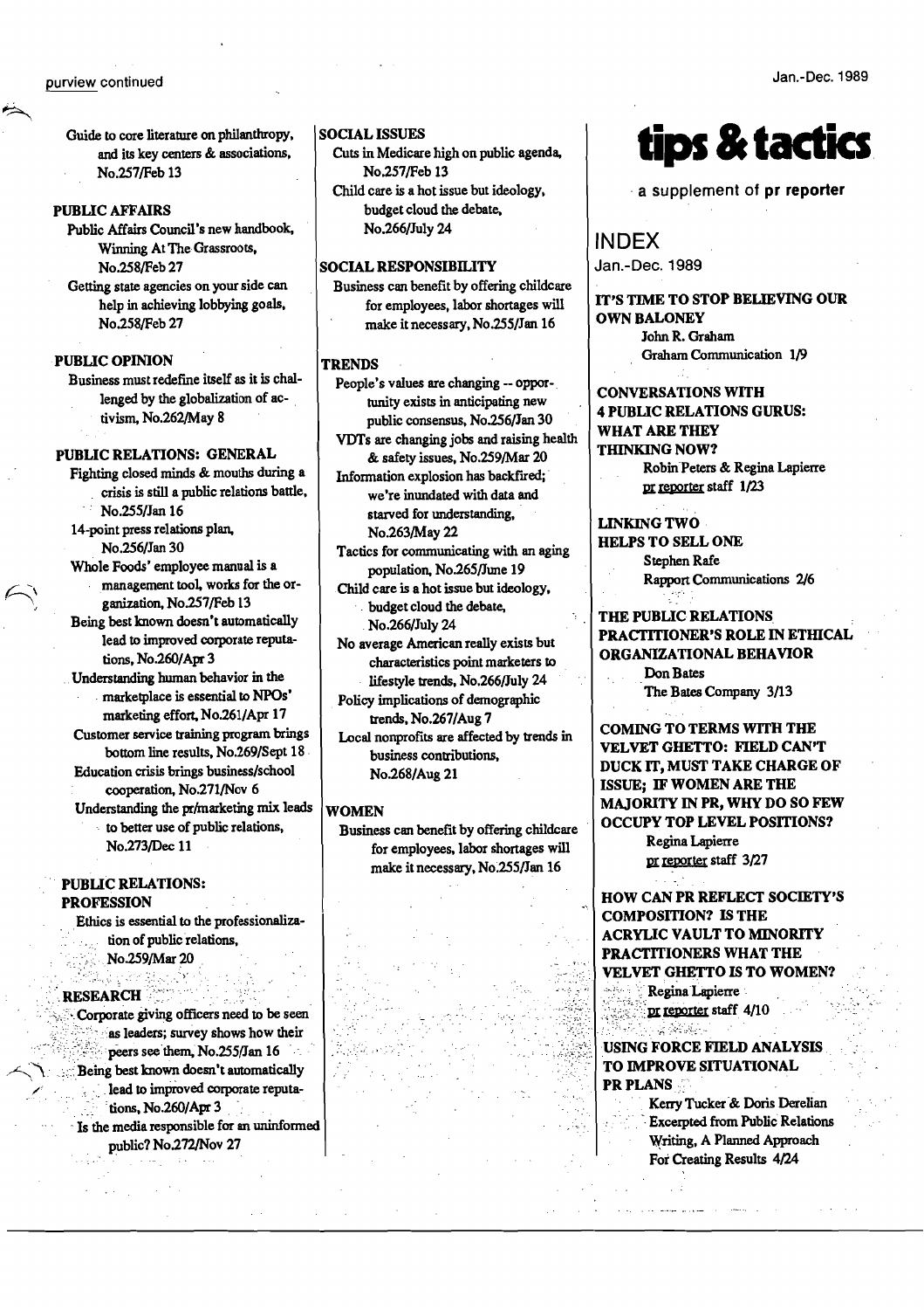Guide to core literature on philanthropy, and its key centers & associations, No.257/Feb 13

**PUBLIC AFFAIRS**

Public Affairs Council's new handbook, Winning At The Grassroots, No.258/Feb 27

Getting state agencies on your side can help in achieving lobbying goals, No.258/Feb 27

**PUBLIC OPINION**

Business must redefine itself as it is challenged by the globalization of activism, No.262/May 8

**PUBLIC RELATIONS: GENERAL**

Fighting closed minds & mouths during a crisis is still a public relations battle, No.255/Jan 16

14-point press relations plan, No.256/Jan 30

Whole Foods' employee manual is a management tool, works for the organization, No.257/Feb 13

Being best known doesn't automatically lead to improved corporate reputations, No.260/Apr 3

Understanding human behavior in the marketplace is essential to NPOs' marketing effort, No.261/Apr 17

Customer service training program brings bottom line results, No.269/Sept 18

Education crisis brings business/school cooperation, No.271/Nov 6

Understanding the pr/marketing mix leads to better use of public relations, No.273/Dec 11

**PUBLIC RELATIONS: PROFESSION**

Ethics is essential to the professionalization of public relations, No.259/Mar 20

**RESEARCH**

Corporate giving officers need to be seen as leaders; survey shows how their peers see them, No.255/Jan 16

Being best known doesn't automatically lead to improved corporate reputations, No.260/Apr 3

Is the media responsible for an uninformed public? No.272/Nov 27

**SOCIAL ISSUES**

Cuts in Medicare high on public agenda, No.257/Feb 13

Child care is a hot issue but ideology, budget cloud the debate, No.266/July 24

**SOCIAL RESPONSIBILITY**

Business can benefit by offering childcare for employees, labor shortages will make it necessary, No.255/Jan 16

**TRENDS**

People's values are changing -- opportunity exists in anticipating new public consensus, No.256/Jan 30

VDTs are changing jobs and raising health & safety issues, No.259/Mar 20

Information explosion has backfired; we're inundated with data and starved for understanding, No.263/May 22

Tactics for communicating with an aging population, No.265/June 19

Child care is a hot issue but ideology, budget cloud the debate, No.266/July 24

No average American really exists but characteristics point marketers to lifestyle trends, No.266/July 24

Policy implications of demographic trends, No.267/Aug 7

Local nonprofits are affected by trends in business contributions, No.268/Aug 21

**WOMEN**

Business can benefit by offering childcare for employees, labor shortages will make it necessary, No.255/Jan 16

# tips & tactics

a supplement of **pr reporter**

## INDEX

Jan.-Dec. 1989

**IT'S TIME TO STOP BELIEVING OUR OWN BALONEY**
John R. Graham
Graham Communication 1/9

**CONVERSATIONS WITH 4 PUBLIC RELATIONS GURUS: WHAT ARE THEY THINKING NOW?**
Robin Peters & Regina Lapierre
pr reporter staff 1/23

**LINKING TWO HELPS TO SELL ONE**
Stephen Rafe
Rapport Communications 2/6

**THE PUBLIC RELATIONS PRACTITIONER'S ROLE IN ETHICAL ORGANIZATIONAL BEHAVIOR**
Don Bates
The Bates Company 3/13

**COMING TO TERMS WITH THE VELVET GHETTO: FIELD CAN'T DUCK IT, MUST TAKE CHARGE OF ISSUE; IF WOMEN ARE THE MAJORITY IN PR, WHY DO SO FEW OCCUPY TOP LEVEL POSITIONS?**
Regina Lapierre
pr reporter staff 3/27

**HOW CAN PR REFLECT SOCIETY'S COMPOSITION? IS THE ACRYLIC VAULT TO MINORITY PRACTITIONERS WHAT THE VELVET GHETTO IS TO WOMEN?**
Regina Lapierre
pr reporter staff 4/10

**USING FORCE FIELD ANALYSIS TO IMPROVE SITUATIONAL PR PLANS**
Kerry Tucker & Doris Derelian
Excerpted from Public Relations Writing, A Planned Approach For Creating Results 4/24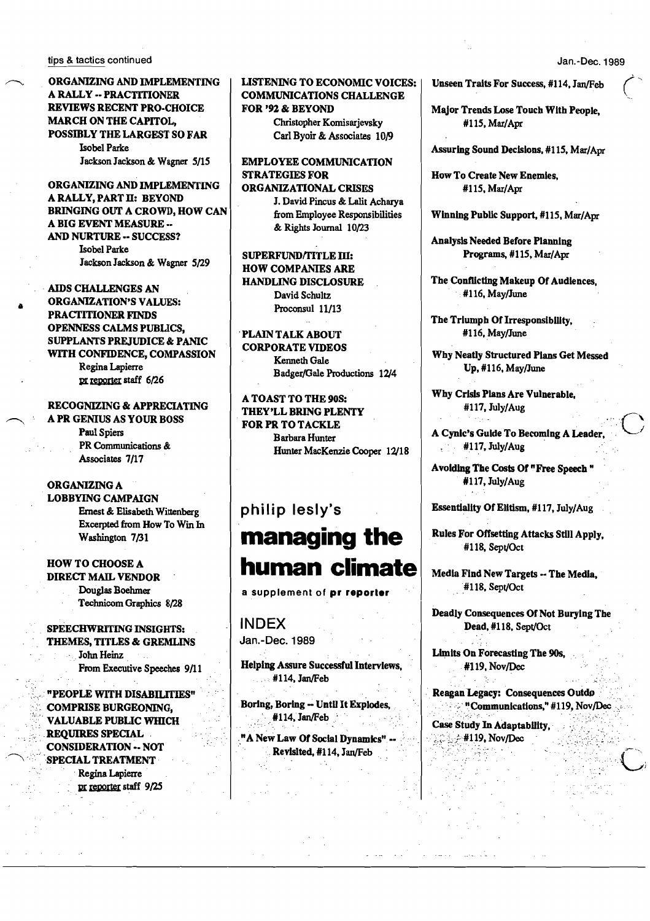tips & tactics continued

**ORGANIZING AND IMPLEMENTING A RALLY -- PRACTITIONER REVIEWS RECENT PRO-CHOICE MARCH ON THE CAPITOL, POSSIBLY THE LARGEST SO FAR**
Isobel Parke
Jackson Jackson & Wagner 5/15

**ORGANIZING AND IMPLEMENTING A RALLY, PART II: BEYOND BRINGING OUT A CROWD, HOW CAN A BIG EVENT MEASURE -- AND NURTURE -- SUCCESS?**
Isobel Parke
Jackson Jackson & Wagner 5/29

**AIDS CHALLENGES AN ORGANIZATION'S VALUES: PRACTITIONER FINDS OPENNESS CALMS PUBLICS, SUPPLANTS PREJUDICE & PANIC WITH CONFIDENCE, COMPASSION**
Regina Lapierre
pr reporter staff 6/26

**RECOGNIZING & APPRECIATING A PR GENIUS AS YOUR BOSS**
Paul Spiers
PR Communications & Associates 7/17

**ORGANIZING A LOBBYING CAMPAIGN**
Ernest & Elisabeth Wittenberg
Excerpted from How To Win In Washington 7/31

**HOW TO CHOOSE A DIRECT MAIL VENDOR**
Douglas Boehmer
Technicom Graphics 8/28

**SPEECHWRITING INSIGHTS: THEMES, TITLES & GREMLINS**
John Heinz
From Executive Speeches 9/11

**"PEOPLE WITH DISABILITIES" COMPRISE BURGEONING, VALUABLE PUBLIC WHICH REQUIRES SPECIAL CONSIDERATION -- NOT SPECIAL TREATMENT**
Regina Lapierre
pr reporter staff 9/25

**LISTENING TO ECONOMIC VOICES: COMMUNICATIONS CHALLENGE FOR '92 & BEYOND**
Christopher Komisarjevsky
Carl Byoir & Associates 10/9

**EMPLOYEE COMMUNICATION STRATEGIES FOR ORGANIZATIONAL CRISES**
J. David Pincus & Lalit Acharya
from Employee Responsibilities & Rights Journal 10/23

**SUPERFUND/TITLE III: HOW COMPANIES ARE HANDLING DISCLOSURE**
David Schultz
Proconsul 11/13

**PLAIN TALK ABOUT CORPORATE VIDEOS**
Kenneth Gale
Badger/Gale Productions 12/4

**A TOAST TO THE 90S: THEY'LL BRING PLENTY FOR PR TO TACKLE**
Barbara Hunter
Hunter MacKenzie Cooper 12/18

philip lesly's

# managing the human climate

a supplement of **pr reporter**

## INDEX

Jan.-Dec. 1989

**Helping Assure Successful Interviews,** #114, Jan/Feb

**Boring, Boring -- Until It Explodes,** #114, Jan/Feb

**"A New Law Of Social Dynamics" -- Revisited,** #114, Jan/Feb

**Unseen Traits For Success,** #114, Jan/Feb

**Major Trends Lose Touch With People,** #115, Mar/Apr

**Assuring Sound Decisions,** #115, Mar/Apr

**How To Create New Enemies,** #115, Mar/Apr

**Winning Public Support,** #115, Mar/Apr

**Analysis Needed Before Planning Programs,** #115, Mar/Apr

**The Conflicting Makeup Of Audiences,** #116, May/June

**The Triumph Of Irresponsibility,** #116, May/June

**Why Neatly Structured Plans Get Messed Up,** #116, May/June

**Why Crisis Plans Are Vulnerable,** #117, July/Aug

**A Cynic's Guide To Becoming A Leader,** #117, July/Aug

**Avoiding The Costs Of "Free Speech"** #117, July/Aug

**Essentiality Of Elitism,** #117, July/Aug

**Rules For Offsetting Attacks Still Apply,** #118, Sept/Oct

**Media Find New Targets -- The Media,** #118, Sept/Oct

**Deadly Consequences Of Not Burying The Dead,** #118, Sept/Oct

**Limits On Forecasting The 90s,** #119, Nov/Dec

**Reagan Legacy: Consequences Outdo "Communications,"** #119, Nov/Dec

**Case Study In Adaptability,** #119, Nov/Dec